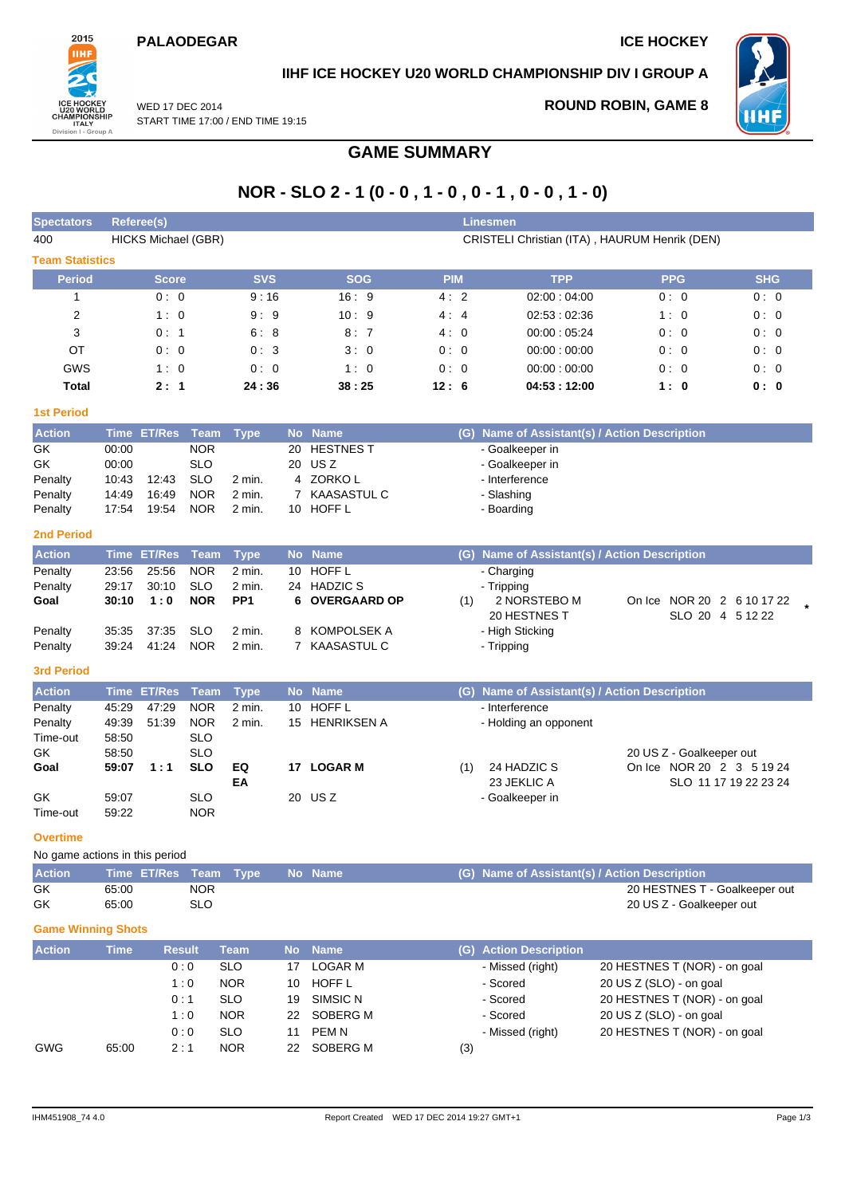**PALAODEGAR** **ICE HOCKEY**

**IIHF ICE HOCKEY U20 WORLD CHAMPIONSHIP DIV I GROUP A**

WED 17 DEC 2014
START TIME 17:00 / END TIME 19:15

**ROUND ROBIN, GAME 8**

# GAME SUMMARY

## NOR - SLO 2 - 1 (0 - 0 , 1 - 0 , 0 - 1 , 0 - 0 , 1 - 0)

| Spectators | Referee(s) | Linesmen |
|---|---|---|
| 400 | HICKS Michael (GBR) | CRISTELI Christian (ITA) , HAURUM Henrik (DEN) |

### Team Statistics

| Period | Score | SVS | SOG | PIM | TPP | PPG | SHG |
|---|---|---|---|---|---|---|---|
| 1 | 0 : 0 | 9 : 16 | 16 : 9 | 4 : 2 | 02:00 : 04:00 | 0 : 0 | 0 : 0 |
| 2 | 1 : 0 | 9 : 9 | 10 : 9 | 4 : 4 | 02:53 : 02:36 | 1 : 0 | 0 : 0 |
| 3 | 0 : 1 | 6 : 8 | 8 : 7 | 4 : 0 | 00:00 : 05:24 | 0 : 0 | 0 : 0 |
| OT | 0 : 0 | 0 : 3 | 3 : 0 | 0 : 0 | 00:00 : 00:00 | 0 : 0 | 0 : 0 |
| GWS | 1 : 0 | 0 : 0 | 1 : 0 | 0 : 0 | 00:00 : 00:00 | 0 : 0 | 0 : 0 |
| **Total** | **2 : 1** | **24 : 36** | **38 : 25** | **12 : 6** | **04:53 : 12:00** | **1 : 0** | **0 : 0** |

### 1st Period

| Action | Time | ET/Res | Team | Type | No | Name | (G) | Name of Assistant(s) / Action Description | |
|---|---|---|---|---|---|---|---|---|---|
| GK | 00:00 | | NOR | | 20 | HESTNES T | | - Goalkeeper in | |
| GK | 00:00 | | SLO | | 20 | US Z | | - Goalkeeper in | |
| Penalty | 10:43 | 12:43 | SLO | 2 min. | 4 | ZORKO L | | - Interference | |
| Penalty | 14:49 | 16:49 | NOR | 2 min. | 7 | KAASASTUL C | | - Slashing | |
| Penalty | 17:54 | 19:54 | NOR | 2 min. | 10 | HOFF L | | - Boarding | |

### 2nd Period

| Action | Time | ET/Res | Team | Type | No | Name | (G) | Name of Assistant(s) / Action Description | |
|---|---|---|---|---|---|---|---|---|---|
| Penalty | 23:56 | 25:56 | NOR | 2 min. | 10 | HOFF L | | - Charging | |
| Penalty | 29:17 | 30:10 | SLO | 2 min. | 24 | HADZIC S | | - Tripping | |
| **Goal** | **30:10** | **1 : 0** | **NOR** | **PP1** | **6** | **OVERGAARD OP** | (1) | 2 NORSTEBO M<br>20 HESTNES T | On Ice NOR 20 2 6 10 17 22<br>SLO 20 4 5 12 22 * |
| Penalty | 35:35 | 37:35 | SLO | 2 min. | 8 | KOMPOLSEK A | | - High Sticking | |
| Penalty | 39:24 | 41:24 | NOR | 2 min. | 7 | KAASASTUL C | | - Tripping | |

### 3rd Period

| Action | Time | ET/Res | Team | Type | No | Name | (G) | Name of Assistant(s) / Action Description | |
|---|---|---|---|---|---|---|---|---|---|
| Penalty | 45:29 | 47:29 | NOR | 2 min. | 10 | HOFF L | | - Interference | |
| Penalty | 49:39 | 51:39 | NOR | 2 min. | 15 | HENRIKSEN A | | - Holding an opponent | |
| Time-out | 58:50 | | SLO | | | | | | |
| GK | 58:50 | | SLO | | | | | | 20 US Z - Goalkeeper out |
| **Goal** | **59:07** | **1 : 1** | **SLO** | **EQ EA** | **17** | **LOGAR M** | (1) | 24 HADZIC S<br>23 JEKLIC A | On Ice NOR 20 2 3 5 19 24<br>SLO 11 17 19 22 23 24 |
| GK | 59:07 | | SLO | | 20 | US Z | | - Goalkeeper in | |
| Time-out | 59:22 | | NOR | | | | | | |

### Overtime

No game actions in this period

| Action | Time | ET/Res | Team | Type | No | Name | (G) | Name of Assistant(s) / Action Description |
|---|---|---|---|---|---|---|---|---|
| GK | 65:00 | | NOR | | | | | 20 HESTNES T - Goalkeeper out |
| GK | 65:00 | | SLO | | | | | 20 US Z - Goalkeeper out |

### Game Winning Shots

| Action | Time | Result | Team | No | Name | (G) | Action Description | |
|---|---|---|---|---|---|---|---|---|
| | | 0 : 0 | SLO | 17 | LOGAR M | | - Missed (right) | 20 HESTNES T (NOR) - on goal |
| | | 1 : 0 | NOR | 10 | HOFF L | | - Scored | 20 US Z (SLO) - on goal |
| | | 0 : 1 | SLO | 19 | SIMSIC N | | - Scored | 20 HESTNES T (NOR) - on goal |
| | | 1 : 0 | NOR | 22 | SOBERG M | | - Scored | 20 US Z (SLO) - on goal |
| | | 0 : 0 | SLO | 11 | PEM N | | - Missed (right) | 20 HESTNES T (NOR) - on goal |
| GWG | 65:00 | 2 : 1 | NOR | 22 | SOBERG M | (3) | | |

IHM451908_74 4.0 Report Created WED 17 DEC 2014 19:27 GMT+1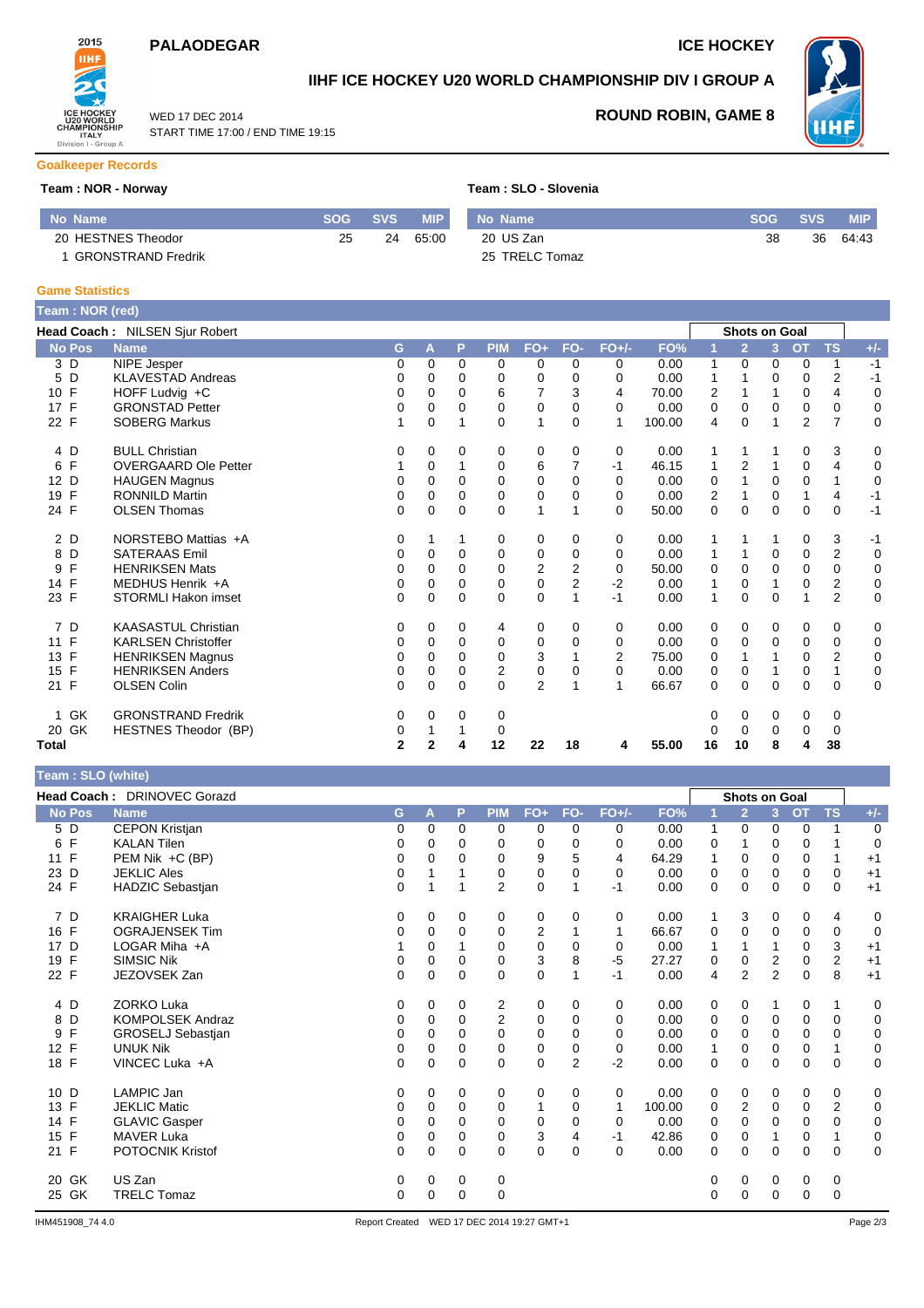# PALAODEGAR

ICE HOCKEY

## IIHF ICE HOCKEY U20 WORLD CHAMPIONSHIP DIV I GROUP A

WED 17 DEC 2014
START TIME 17:00 / END TIME 19:15

**ROUND ROBIN, GAME 8**

### Goalkeeper Records

**Team : NOR - Norway**

| No | Name | SOG | SVS | MIP |
|---|---|---|---|---|
| 20 | HESTNES Theodor | 25 | 24 | 65:00 |
| 1 | GRONSTRAND Fredrik | | | |

**Team : SLO - Slovenia**

| No | Name | SOG | SVS | MIP |
|---|---|---|---|---|
| 20 | US Zan | 38 | 36 | 64:43 |
| 25 | TRELC Tomaz | | | |

### Game Statistics

**Team : NOR (red)**

**Head Coach :** NILSEN Sjur Robert

| No | Pos | Name | G | A | P | PIM | FO+ | FO- | FO+/- | FO% | SOG 1 | SOG 2 | SOG 3 | SOG OT | SOG TS | +/- |
|---|---|---|---|---|---|---|---|---|---|---|---|---|---|---|---|---|
| 3 | D | NIPE Jesper | 0 | 0 | 0 | 0 | 0 | 0 | 0 | 0.00 | 1 | 0 | 0 | 0 | 1 | -1 |
| 5 | D | KLAVESTAD Andreas | 0 | 0 | 0 | 0 | 0 | 0 | 0 | 0.00 | 1 | 1 | 0 | 0 | 2 | -1 |
| 10 | F | HOFF Ludvig +C | 0 | 0 | 0 | 6 | 7 | 3 | 4 | 70.00 | 2 | 1 | 1 | 0 | 4 | 0 |
| 17 | F | GRONSTAD Petter | 0 | 0 | 0 | 0 | 0 | 0 | 0 | 0.00 | 0 | 0 | 0 | 0 | 0 | 0 |
| 22 | F | SOBERG Markus | 1 | 0 | 1 | 0 | 1 | 0 | 1 | 100.00 | 4 | 0 | 1 | 2 | 7 | 0 |
| 4 | D | BULL Christian | 0 | 0 | 0 | 0 | 0 | 0 | 0 | 0.00 | 1 | 1 | 1 | 0 | 3 | 0 |
| 6 | F | OVERGAARD Ole Petter | 1 | 0 | 1 | 0 | 6 | 7 | -1 | 46.15 | 1 | 2 | 1 | 0 | 4 | 0 |
| 12 | D | HAUGEN Magnus | 0 | 0 | 0 | 0 | 0 | 0 | 0 | 0.00 | 0 | 1 | 0 | 0 | 1 | 0 |
| 19 | F | RONNILD Martin | 0 | 0 | 0 | 0 | 0 | 0 | 0 | 0.00 | 2 | 1 | 0 | 1 | 4 | -1 |
| 24 | F | OLSEN Thomas | 0 | 0 | 0 | 0 | 1 | 1 | 0 | 50.00 | 0 | 0 | 0 | 0 | 0 | -1 |
| 2 | D | NORSTEBO Mattias +A | 0 | 1 | 1 | 0 | 0 | 0 | 0 | 0.00 | 1 | 1 | 1 | 0 | 3 | -1 |
| 8 | D | SATERAAS Emil | 0 | 0 | 0 | 0 | 0 | 0 | 0 | 0.00 | 1 | 1 | 0 | 0 | 2 | 0 |
| 9 | F | HENRIKSEN Mats | 0 | 0 | 0 | 0 | 2 | 2 | 0 | 50.00 | 0 | 0 | 0 | 0 | 0 | 0 |
| 14 | F | MEDHUS Henrik +A | 0 | 0 | 0 | 0 | 0 | 2 | -2 | 0.00 | 1 | 0 | 1 | 0 | 2 | 0 |
| 23 | F | STORMLI Hakon imset | 0 | 0 | 0 | 0 | 0 | 1 | -1 | 0.00 | 1 | 0 | 0 | 1 | 2 | 0 |
| 7 | D | KAASASTUL Christian | 0 | 0 | 0 | 4 | 0 | 0 | 0 | 0.00 | 0 | 0 | 0 | 0 | 0 | 0 |
| 11 | F | KARLSEN Christoffer | 0 | 0 | 0 | 0 | 0 | 0 | 0 | 0.00 | 0 | 0 | 0 | 0 | 0 | 0 |
| 13 | F | HENRIKSEN Magnus | 0 | 0 | 0 | 0 | 3 | 1 | 2 | 75.00 | 0 | 1 | 1 | 0 | 2 | 0 |
| 15 | F | HENRIKSEN Anders | 0 | 0 | 0 | 2 | 0 | 0 | 0 | 0.00 | 0 | 0 | 1 | 0 | 1 | 0 |
| 21 | F | OLSEN Colin | 0 | 0 | 0 | 0 | 2 | 1 | 1 | 66.67 | 0 | 0 | 0 | 0 | 0 | 0 |
| 1 | GK | GRONSTRAND Fredrik | 0 | 0 | 0 | 0 | | | | | 0 | 0 | 0 | 0 | 0 | |
| 20 | GK | HESTNES Theodor (BP) | 0 | 1 | 1 | 0 | | | | | 0 | 0 | 0 | 0 | 0 | |
| **Total** | | | **2** | **2** | **4** | **12** | **22** | **18** | **4** | **55.00** | **16** | **10** | **8** | **4** | **38** | |

**Team : SLO (white)**

**Head Coach :** DRINOVEC Gorazd

| No | Pos | Name | G | A | P | PIM | FO+ | FO- | FO+/- | FO% | SOG 1 | SOG 2 | SOG 3 | SOG OT | SOG TS | +/- |
|---|---|---|---|---|---|---|---|---|---|---|---|---|---|---|---|---|
| 5 | D | CEPON Kristjan | 0 | 0 | 0 | 0 | 0 | 0 | 0 | 0.00 | 1 | 0 | 0 | 0 | 1 | 0 |
| 6 | F | KALAN Tilen | 0 | 0 | 0 | 0 | 0 | 0 | 0 | 0.00 | 0 | 1 | 0 | 0 | 1 | 0 |
| 11 | F | PEM Nik +C (BP) | 0 | 0 | 0 | 0 | 9 | 5 | 4 | 64.29 | 1 | 0 | 0 | 0 | 1 | +1 |
| 23 | D | JEKLIC Ales | 0 | 1 | 1 | 0 | 0 | 0 | 0 | 0.00 | 0 | 0 | 0 | 0 | 0 | +1 |
| 24 | F | HADZIC Sebastjan | 0 | 1 | 1 | 2 | 0 | 1 | -1 | 0.00 | 0 | 0 | 0 | 0 | 0 | +1 |
| 7 | D | KRAIGHER Luka | 0 | 0 | 0 | 0 | 0 | 0 | 0 | 0.00 | 1 | 3 | 0 | 0 | 4 | 0 |
| 16 | F | OGRAJENSEK Tim | 0 | 0 | 0 | 0 | 2 | 1 | 1 | 66.67 | 0 | 0 | 0 | 0 | 0 | 0 |
| 17 | D | LOGAR Miha +A | 1 | 0 | 1 | 0 | 0 | 0 | 0 | 0.00 | 1 | 1 | 1 | 0 | 3 | +1 |
| 19 | F | SIMSIC Nik | 0 | 0 | 0 | 0 | 3 | 8 | -5 | 27.27 | 0 | 0 | 2 | 0 | 2 | +1 |
| 22 | F | JEZOVSEK Zan | 0 | 0 | 0 | 0 | 0 | 1 | -1 | 0.00 | 4 | 2 | 2 | 0 | 8 | +1 |
| 4 | D | ZORKO Luka | 0 | 0 | 0 | 2 | 0 | 0 | 0 | 0.00 | 0 | 0 | 1 | 0 | 1 | 0 |
| 8 | D | KOMPOLSEK Andraz | 0 | 0 | 0 | 2 | 0 | 0 | 0 | 0.00 | 0 | 0 | 0 | 0 | 0 | 0 |
| 9 | F | GROSELJ Sebastjan | 0 | 0 | 0 | 0 | 0 | 0 | 0 | 0.00 | 0 | 0 | 0 | 0 | 0 | 0 |
| 12 | F | UNUK Nik | 0 | 0 | 0 | 0 | 0 | 0 | 0 | 0.00 | 1 | 0 | 0 | 0 | 1 | 0 |
| 18 | F | VINCEC Luka +A | 0 | 0 | 0 | 0 | 0 | 2 | -2 | 0.00 | 0 | 0 | 0 | 0 | 0 | 0 |
| 10 | D | LAMPIC Jan | 0 | 0 | 0 | 0 | 0 | 0 | 0 | 0.00 | 0 | 0 | 0 | 0 | 0 | 0 |
| 13 | F | JEKLIC Matic | 0 | 0 | 0 | 0 | 1 | 0 | 1 | 100.00 | 0 | 2 | 0 | 0 | 2 | 0 |
| 14 | F | GLAVIC Gasper | 0 | 0 | 0 | 0 | 0 | 0 | 0 | 0.00 | 0 | 0 | 0 | 0 | 0 | 0 |
| 15 | F | MAVER Luka | 0 | 0 | 0 | 0 | 3 | 4 | -1 | 42.86 | 0 | 0 | 1 | 0 | 1 | 0 |
| 21 | F | POTOCNIK Kristof | 0 | 0 | 0 | 0 | 0 | 0 | 0 | 0.00 | 0 | 0 | 0 | 0 | 0 | 0 |
| 20 | GK | US Zan | 0 | 0 | 0 | 0 | | | | | 0 | 0 | 0 | 0 | 0 | |
| 25 | GK | TRELC Tomaz | 0 | 0 | 0 | 0 | | | | | 0 | 0 | 0 | 0 | 0 | |

IHM451908_74 4.0 Report Created WED 17 DEC 2014 19:27 GMT+1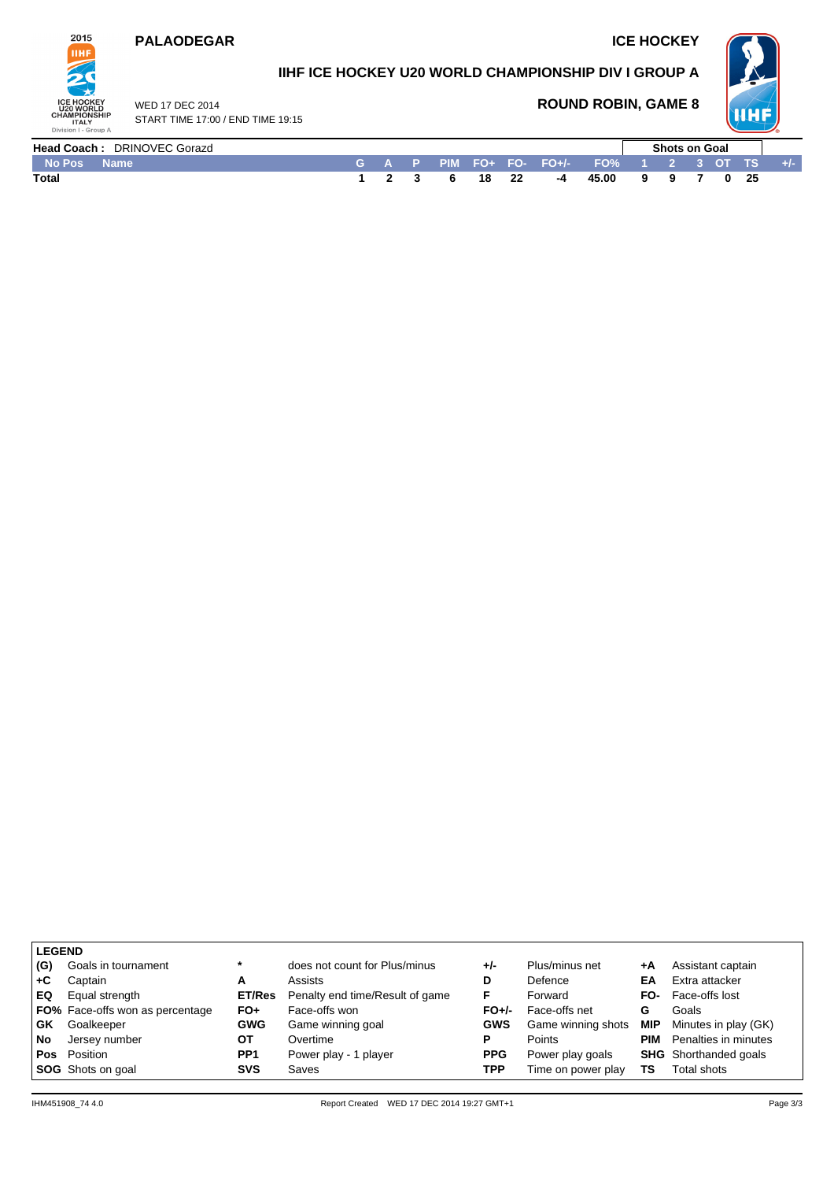**PALAODEGAR**

**ICE HOCKEY**

## IIHF ICE HOCKEY U20 WORLD CHAMPIONSHIP DIV I GROUP A

WED 17 DEC 2014
START TIME 17:00 / END TIME 19:15

**ROUND ROBIN, GAME 8**

**Head Coach :** DRINOVEC Gorazd

| No | Pos | Name | G | A | P | PIM | FO+ | FO- | FO+/- | FO% | Shots on Goal 1 | 2 | 3 | OT | TS | +/- |
|---|---|---|---|---|---|---|---|---|---|---|---|---|---|---|---|---|
| **Total** | | | 1 | 2 | 3 | 6 | 18 | 22 | -4 | 45.00 | 9 | 9 | 7 | 0 | 25 | |

**LEGEND**

| | | | | | | | |
|---|---|---|---|---|---|---|---|
| (G) | Goals in tournament | * | does not count for Plus/minus | +/- | Plus/minus net | +A | Assistant captain |
| +C | Captain | A | Assists | D | Defence | EA | Extra attacker |
| EQ | Equal strength | ET/Res | Penalty end time/Result of game | F | Forward | FO- | Face-offs lost |
| FO% | Face-offs won as percentage | FO+ | Face-offs won | FO+/- | Face-offs net | G | Goals |
| GK | Goalkeeper | GWG | Game winning goal | GWS | Game winning shots | MIP | Minutes in play (GK) |
| No | Jersey number | OT | Overtime | P | Points | PIM | Penalties in minutes |
| Pos | Position | PP1 | Power play - 1 player | PPG | Power play goals | SHG | Shorthanded goals |
| SOG | Shots on goal | SVS | Saves | TPP | Time on power play | TS | Total shots |

IHM451908_74 4.0 Report Created WED 17 DEC 2014 19:27 GMT+1